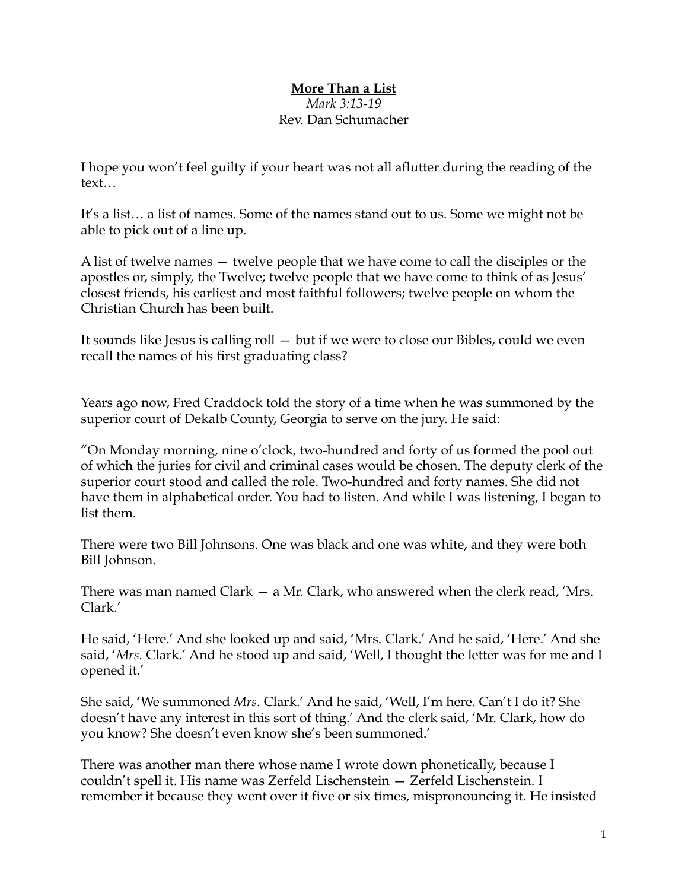**More Than a List**

*Mark 3:13-19*

Rev. Dan Schumacher

I hope you won't feel guilty if your heart was not all aflutter during the reading of the text…

It's a list… a list of names. Some of the names stand out to us. Some we might not be able to pick out of a line up.

A list of twelve names — twelve people that we have come to call the disciples or the apostles or, simply, the Twelve; twelve people that we have come to think of as Jesus' closest friends, his earliest and most faithful followers; twelve people on whom the Christian Church has been built.

It sounds like Jesus is calling roll — but if we were to close our Bibles, could we even recall the names of his first graduating class?

Years ago now, Fred Craddock told the story of a time when he was summoned by the superior court of Dekalb County, Georgia to serve on the jury. He said:

"On Monday morning, nine o'clock, two-hundred and forty of us formed the pool out of which the juries for civil and criminal cases would be chosen. The deputy clerk of the superior court stood and called the role. Two-hundred and forty names. She did not have them in alphabetical order. You had to listen. And while I was listening, I began to list them.

There were two Bill Johnsons. One was black and one was white, and they were both Bill Johnson.

There was man named Clark — a Mr. Clark, who answered when the clerk read, 'Mrs. Clark.'

He said, 'Here.' And she looked up and said, 'Mrs. Clark.' And he said, 'Here.' And she said, '*Mrs.* Clark.' And he stood up and said, 'Well, I thought the letter was for me and I opened it.'

She said, 'We summoned *Mrs*. Clark.' And he said, 'Well, I'm here. Can't I do it? She doesn't have any interest in this sort of thing.' And the clerk said, 'Mr. Clark, how do you know? She doesn't even know she's been summoned.'

There was another man there whose name I wrote down phonetically, because I couldn't spell it. His name was Zerfeld Lischenstein — Zerfeld Lischenstein. I remember it because they went over it five or six times, mispronouncing it. He insisted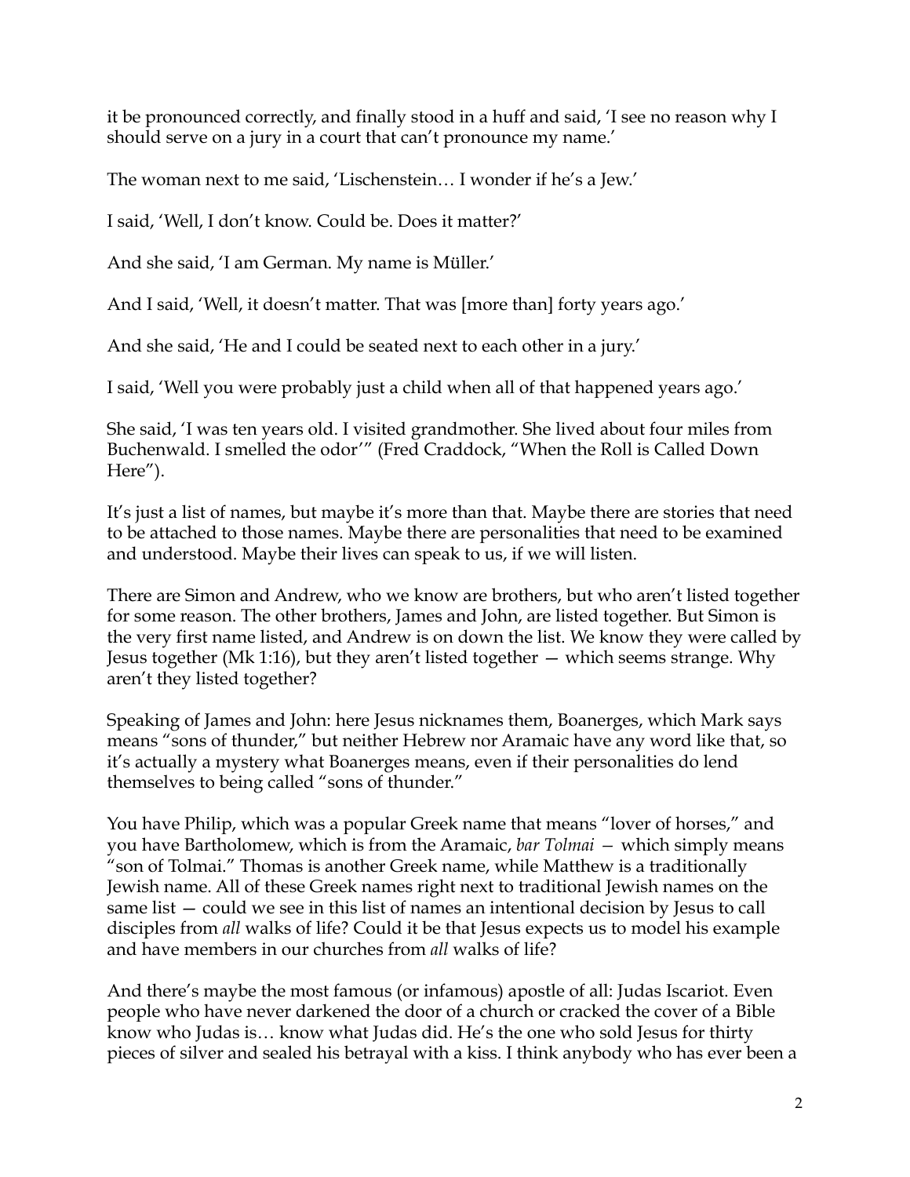it be pronounced correctly, and finally stood in a huff and said, 'I see no reason why I should serve on a jury in a court that can't pronounce my name.'

The woman next to me said, 'Lischenstein… I wonder if he's a Jew.'

I said, 'Well, I don't know. Could be. Does it matter?'

And she said, 'I am German. My name is Müller.'

And I said, 'Well, it doesn't matter. That was [more than] forty years ago.'

And she said, 'He and I could be seated next to each other in a jury.'

I said, 'Well you were probably just a child when all of that happened years ago.'

She said, 'I was ten years old. I visited grandmother. She lived about four miles from Buchenwald. I smelled the odor'" (Fred Craddock, "When the Roll is Called Down Here").

It's just a list of names, but maybe it's more than that. Maybe there are stories that need to be attached to those names. Maybe there are personalities that need to be examined and understood. Maybe their lives can speak to us, if we will listen.

There are Simon and Andrew, who we know are brothers, but who aren't listed together for some reason. The other brothers, James and John, are listed together. But Simon is the very first name listed, and Andrew is on down the list. We know they were called by Jesus together (Mk 1:16), but they aren't listed together — which seems strange. Why aren't they listed together?

Speaking of James and John: here Jesus nicknames them, Boanerges, which Mark says means "sons of thunder," but neither Hebrew nor Aramaic have any word like that, so it's actually a mystery what Boanerges means, even if their personalities do lend themselves to being called "sons of thunder."

You have Philip, which was a popular Greek name that means "lover of horses," and you have Bartholomew, which is from the Aramaic, *bar Tolmai* — which simply means "son of Tolmai." Thomas is another Greek name, while Matthew is a traditionally Jewish name. All of these Greek names right next to traditional Jewish names on the same list — could we see in this list of names an intentional decision by Jesus to call disciples from *all* walks of life? Could it be that Jesus expects us to model his example and have members in our churches from *all* walks of life?

And there's maybe the most famous (or infamous) apostle of all: Judas Iscariot. Even people who have never darkened the door of a church or cracked the cover of a Bible know who Judas is… know what Judas did. He's the one who sold Jesus for thirty pieces of silver and sealed his betrayal with a kiss. I think anybody who has ever been a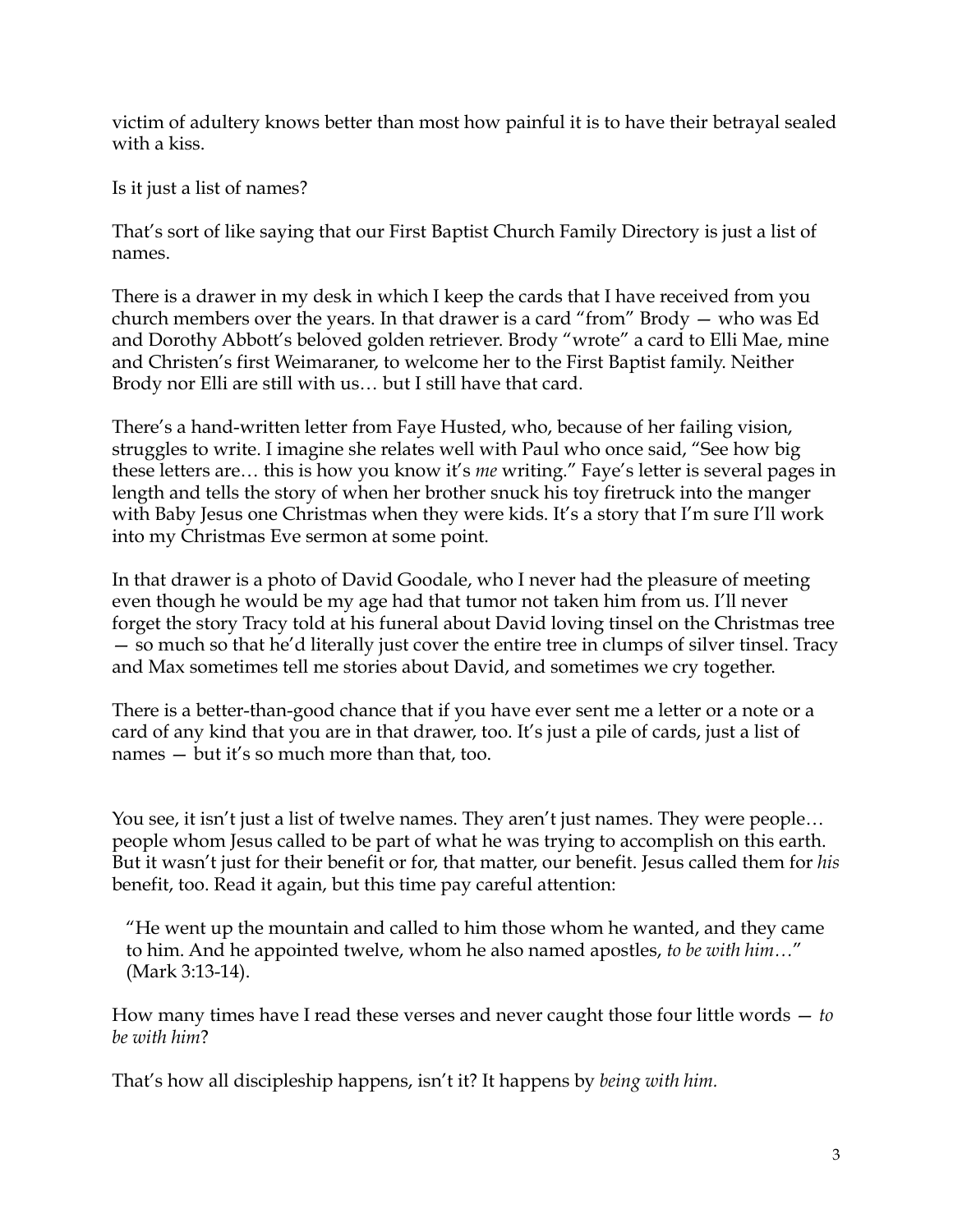victim of adultery knows better than most how painful it is to have their betrayal sealed with a kiss.

Is it just a list of names?

That's sort of like saying that our First Baptist Church Family Directory is just a list of names.

There is a drawer in my desk in which I keep the cards that I have received from you church members over the years. In that drawer is a card "from" Brody — who was Ed and Dorothy Abbott's beloved golden retriever. Brody "wrote" a card to Elli Mae, mine and Christen's first Weimaraner, to welcome her to the First Baptist family. Neither Brody nor Elli are still with us… but I still have that card.

There's a hand-written letter from Faye Husted, who, because of her failing vision, struggles to write. I imagine she relates well with Paul who once said, "See how big these letters are… this is how you know it's *me* writing." Faye's letter is several pages in length and tells the story of when her brother snuck his toy firetruck into the manger with Baby Jesus one Christmas when they were kids. It's a story that I'm sure I'll work into my Christmas Eve sermon at some point.

In that drawer is a photo of David Goodale, who I never had the pleasure of meeting even though he would be my age had that tumor not taken him from us. I'll never forget the story Tracy told at his funeral about David loving tinsel on the Christmas tree — so much so that he'd literally just cover the entire tree in clumps of silver tinsel. Tracy and Max sometimes tell me stories about David, and sometimes we cry together.

There is a better-than-good chance that if you have ever sent me a letter or a note or a card of any kind that you are in that drawer, too. It's just a pile of cards, just a list of names — but it's so much more than that, too.

You see, it isn't just a list of twelve names. They aren't just names. They were people… people whom Jesus called to be part of what he was trying to accomplish on this earth. But it wasn't just for their benefit or for, that matter, our benefit. Jesus called them for *his* benefit, too. Read it again, but this time pay careful attention:

> "He went up the mountain and called to him those whom he wanted, and they came to him. And he appointed twelve, whom he also named apostles, *to be with him…*" (Mark 3:13-14).

How many times have I read these verses and never caught those four little words — *to be with him*?

That's how all discipleship happens, isn't it? It happens by *being with him.*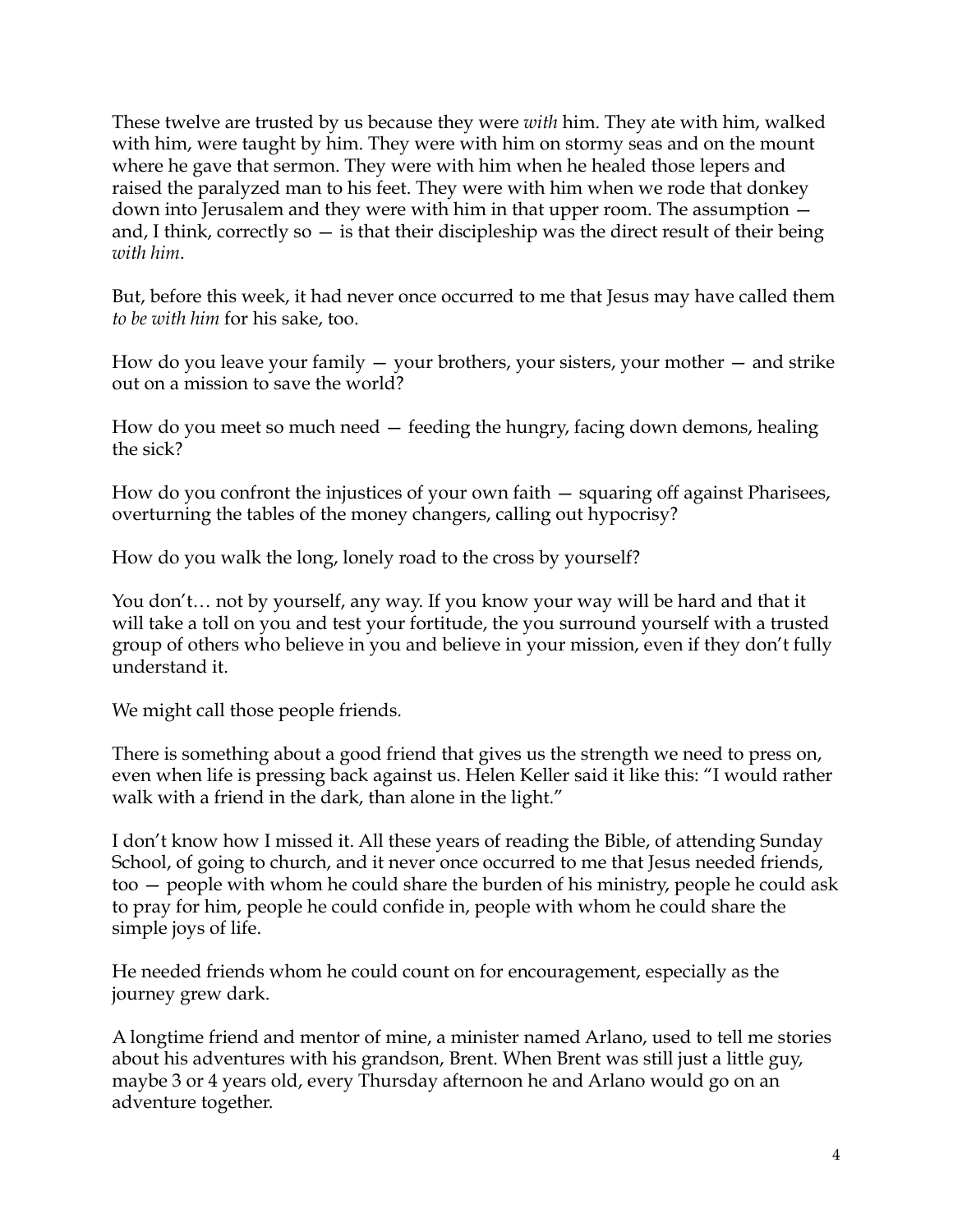These twelve are trusted by us because they were *with* him. They ate with him, walked with him, were taught by him. They were with him on stormy seas and on the mount where he gave that sermon. They were with him when he healed those lepers and raised the paralyzed man to his feet. They were with him when we rode that donkey down into Jerusalem and they were with him in that upper room. The assumption — and, I think, correctly so — is that their discipleship was the direct result of their being *with him*.

But, before this week, it had never once occurred to me that Jesus may have called them *to be with him* for his sake, too.

How do you leave your family — your brothers, your sisters, your mother — and strike out on a mission to save the world?

How do you meet so much need — feeding the hungry, facing down demons, healing the sick?

How do you confront the injustices of your own faith — squaring off against Pharisees, overturning the tables of the money changers, calling out hypocrisy?

How do you walk the long, lonely road to the cross by yourself?

You don't… not by yourself, any way. If you know your way will be hard and that it will take a toll on you and test your fortitude, the you surround yourself with a trusted group of others who believe in you and believe in your mission, even if they don't fully understand it.

We might call those people friends.

There is something about a good friend that gives us the strength we need to press on, even when life is pressing back against us. Helen Keller said it like this: "I would rather walk with a friend in the dark, than alone in the light."

I don't know how I missed it. All these years of reading the Bible, of attending Sunday School, of going to church, and it never once occurred to me that Jesus needed friends, too — people with whom he could share the burden of his ministry, people he could ask to pray for him, people he could confide in, people with whom he could share the simple joys of life.

He needed friends whom he could count on for encouragement, especially as the journey grew dark.

A longtime friend and mentor of mine, a minister named Arlano, used to tell me stories about his adventures with his grandson, Brent. When Brent was still just a little guy, maybe 3 or 4 years old, every Thursday afternoon he and Arlano would go on an adventure together.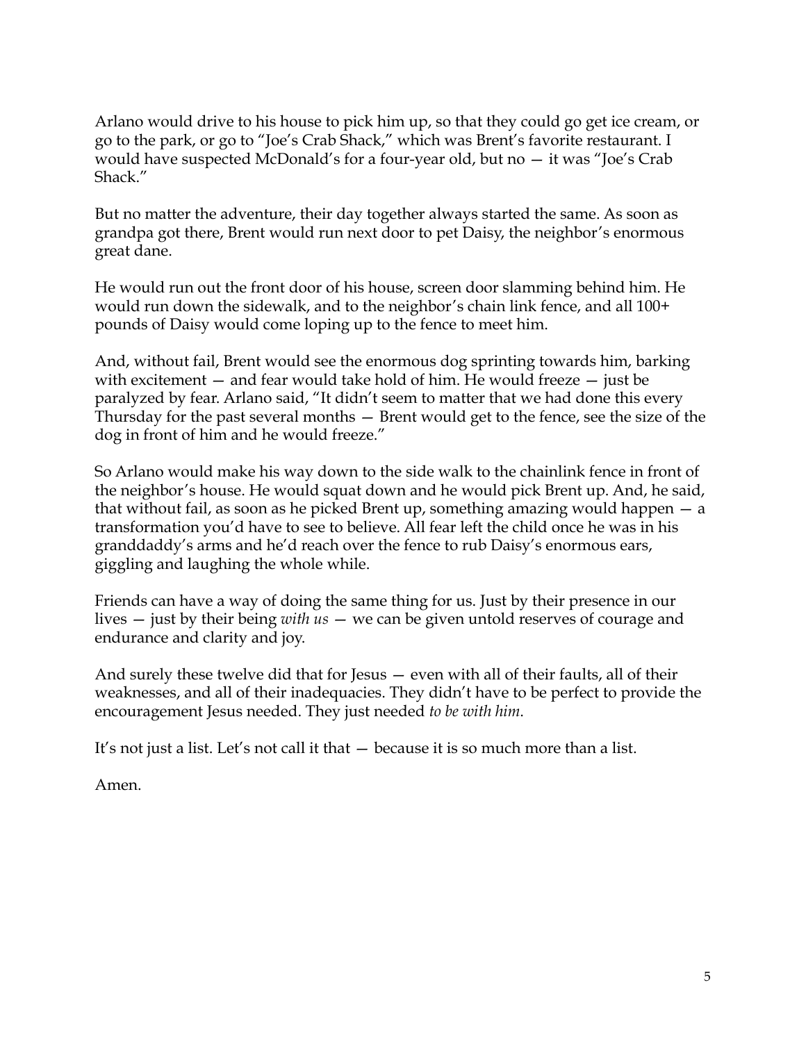Arlano would drive to his house to pick him up, so that they could go get ice cream, or go to the park, or go to "Joe's Crab Shack," which was Brent's favorite restaurant. I would have suspected McDonald's for a four-year old, but no — it was "Joe's Crab Shack."

But no matter the adventure, their day together always started the same. As soon as grandpa got there, Brent would run next door to pet Daisy, the neighbor's enormous great dane.

He would run out the front door of his house, screen door slamming behind him. He would run down the sidewalk, and to the neighbor's chain link fence, and all 100+ pounds of Daisy would come loping up to the fence to meet him.

And, without fail, Brent would see the enormous dog sprinting towards him, barking with excitement — and fear would take hold of him. He would freeze — just be paralyzed by fear. Arlano said, "It didn't seem to matter that we had done this every Thursday for the past several months — Brent would get to the fence, see the size of the dog in front of him and he would freeze."

So Arlano would make his way down to the side walk to the chainlink fence in front of the neighbor's house. He would squat down and he would pick Brent up. And, he said, that without fail, as soon as he picked Brent up, something amazing would happen — a transformation you'd have to see to believe. All fear left the child once he was in his granddaddy's arms and he'd reach over the fence to rub Daisy's enormous ears, giggling and laughing the whole while.

Friends can have a way of doing the same thing for us. Just by their presence in our lives — just by their being *with us* — we can be given untold reserves of courage and endurance and clarity and joy.

And surely these twelve did that for Jesus — even with all of their faults, all of their weaknesses, and all of their inadequacies. They didn't have to be perfect to provide the encouragement Jesus needed. They just needed *to be with him*.

It's not just a list. Let's not call it that — because it is so much more than a list.

Amen.